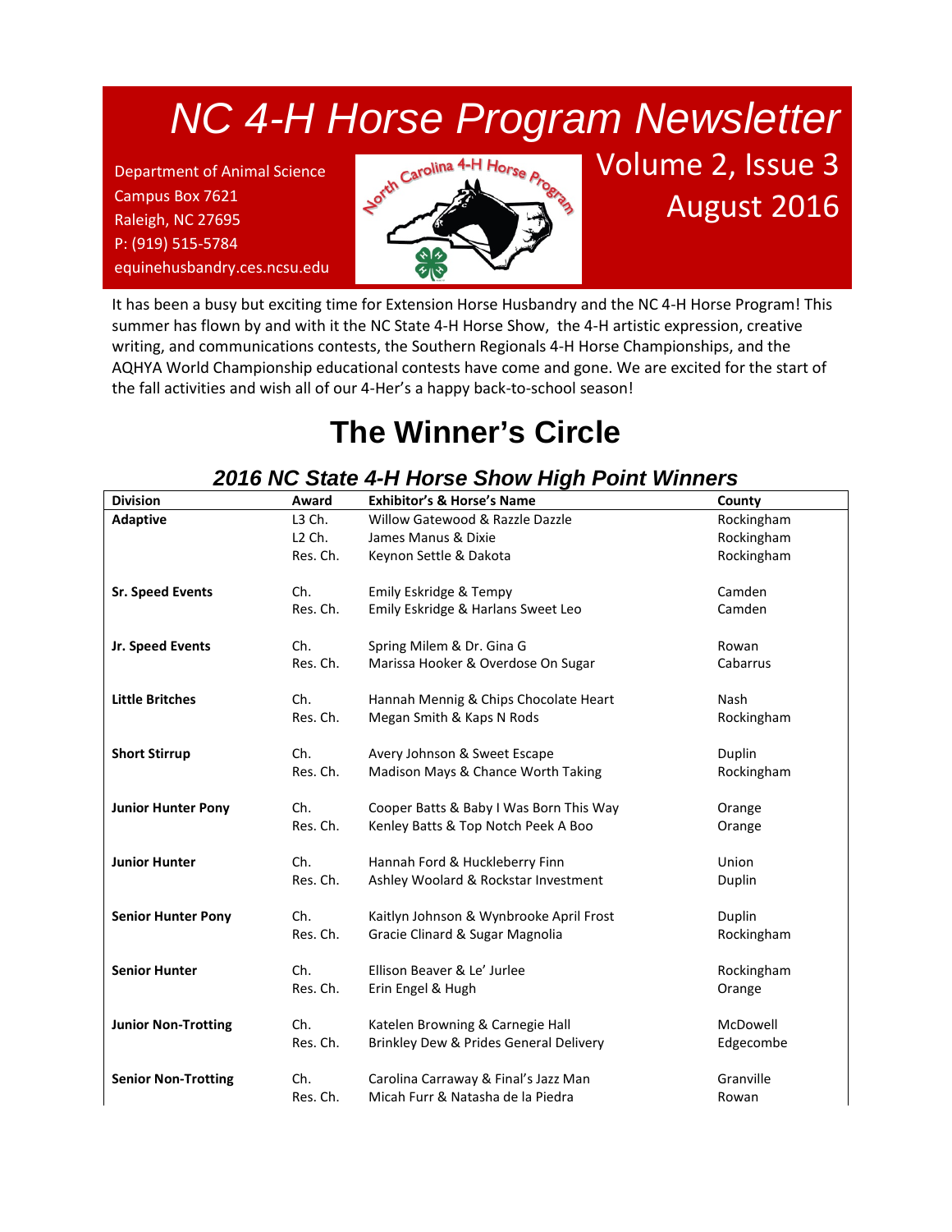# NC 4-H Horse Program Newsletter

Department of Animal Science
Campus Box 7621
Raleigh, NC 27695
P: (919) 515-5784
equinehusbandry.ces.ncsu.edu

Volume 2, Issue 3
August 2016

It has been a busy but exciting time for Extension Horse Husbandry and the NC 4-H Horse Program! This summer has flown by and with it the NC State 4-H Horse Show, the 4-H artistic expression, creative writing, and communications contests, the Southern Regionals 4-H Horse Championships, and the AQHYA World Championship educational contests have come and gone. We are excited for the start of the fall activities and wish all of our 4-Her's a happy back-to-school season!

## The Winner's Circle

### *2016 NC State 4-H Horse Show High Point Winners*

| Division | Award | Exhibitor's & Horse's Name | County |
|---|---|---|---|
| **Adaptive** | L3 Ch. | Willow Gatewood & Razzle Dazzle | Rockingham |
| | L2 Ch. | James Manus & Dixie | Rockingham |
| | Res. Ch. | Keynon Settle & Dakota | Rockingham |
| **Sr. Speed Events** | Ch. | Emily Eskridge & Tempy | Camden |
| | Res. Ch. | Emily Eskridge & Harlans Sweet Leo | Camden |
| **Jr. Speed Events** | Ch. | Spring Milem & Dr. Gina G | Rowan |
| | Res. Ch. | Marissa Hooker & Overdose On Sugar | Cabarrus |
| **Little Britches** | Ch. | Hannah Mennig & Chips Chocolate Heart | Nash |
| | Res. Ch. | Megan Smith & Kaps N Rods | Rockingham |
| **Short Stirrup** | Ch. | Avery Johnson & Sweet Escape | Duplin |
| | Res. Ch. | Madison Mays & Chance Worth Taking | Rockingham |
| **Junior Hunter Pony** | Ch. | Cooper Batts & Baby I Was Born This Way | Orange |
| | Res. Ch. | Kenley Batts & Top Notch Peek A Boo | Orange |
| **Junior Hunter** | Ch. | Hannah Ford & Huckleberry Finn | Union |
| | Res. Ch. | Ashley Woolard & Rockstar Investment | Duplin |
| **Senior Hunter Pony** | Ch. | Kaitlyn Johnson & Wynbrooke April Frost | Duplin |
| | Res. Ch. | Gracie Clinard & Sugar Magnolia | Rockingham |
| **Senior Hunter** | Ch. | Ellison Beaver & Le' Jurlee | Rockingham |
| | Res. Ch. | Erin Engel & Hugh | Orange |
| **Junior Non-Trotting** | Ch. | Katelen Browning & Carnegie Hall | McDowell |
| | Res. Ch. | Brinkley Dew & Prides General Delivery | Edgecombe |
| **Senior Non-Trotting** | Ch. | Carolina Carraway & Final's Jazz Man | Granville |
| | Res. Ch. | Micah Furr & Natasha de la Piedra | Rowan |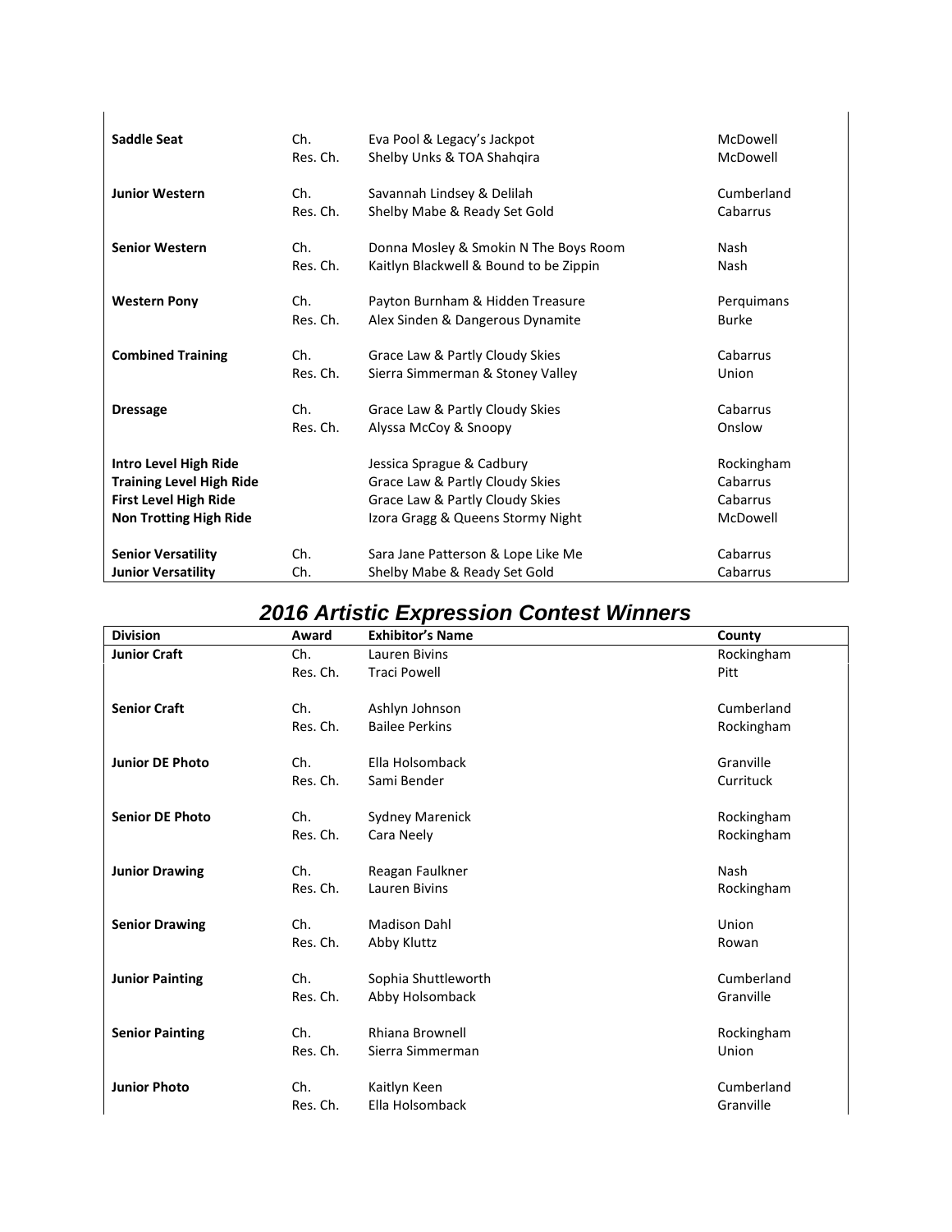| | | | |
|---|---|---|---|
| **Saddle Seat** | Ch. | Eva Pool & Legacy's Jackpot | McDowell |
| | Res. Ch. | Shelby Unks & TOA Shahqira | McDowell |
| **Junior Western** | Ch. | Savannah Lindsey & Delilah | Cumberland |
| | Res. Ch. | Shelby Mabe & Ready Set Gold | Cabarrus |
| **Senior Western** | Ch. | Donna Mosley & Smokin N The Boys Room | Nash |
| | Res. Ch. | Kaitlyn Blackwell & Bound to be Zippin | Nash |
| **Western Pony** | Ch. | Payton Burnham & Hidden Treasure | Perquimans |
| | Res. Ch. | Alex Sinden & Dangerous Dynamite | Burke |
| **Combined Training** | Ch. | Grace Law & Partly Cloudy Skies | Cabarrus |
| | Res. Ch. | Sierra Simmerman & Stoney Valley | Union |
| **Dressage** | Ch. | Grace Law & Partly Cloudy Skies | Cabarrus |
| | Res. Ch. | Alyssa McCoy & Snoopy | Onslow |
| **Intro Level High Ride** | | Jessica Sprague & Cadbury | Rockingham |
| **Training Level High Ride** | | Grace Law & Partly Cloudy Skies | Cabarrus |
| **First Level High Ride** | | Grace Law & Partly Cloudy Skies | Cabarrus |
| **Non Trotting High Ride** | | Izora Gragg & Queens Stormy Night | McDowell |
| **Senior Versatility** | Ch. | Sara Jane Patterson & Lope Like Me | Cabarrus |
| **Junior Versatility** | Ch. | Shelby Mabe & Ready Set Gold | Cabarrus |

## *2016 Artistic Expression Contest Winners*

| Division | Award | Exhibitor's Name | County |
|---|---|---|---|
| **Junior Craft** | Ch. | Lauren Bivins | Rockingham |
| | Res. Ch. | Traci Powell | Pitt |
| **Senior Craft** | Ch. | Ashlyn Johnson | Cumberland |
| | Res. Ch. | Bailee Perkins | Rockingham |
| **Junior DE Photo** | Ch. | Ella Holsomback | Granville |
| | Res. Ch. | Sami Bender | Currituck |
| **Senior DE Photo** | Ch. | Sydney Marenick | Rockingham |
| | Res. Ch. | Cara Neely | Rockingham |
| **Junior Drawing** | Ch. | Reagan Faulkner | Nash |
| | Res. Ch. | Lauren Bivins | Rockingham |
| **Senior Drawing** | Ch. | Madison Dahl | Union |
| | Res. Ch. | Abby Kluttz | Rowan |
| **Junior Painting** | Ch. | Sophia Shuttleworth | Cumberland |
| | Res. Ch. | Abby Holsomback | Granville |
| **Senior Painting** | Ch. | Rhiana Brownell | Rockingham |
| | Res. Ch. | Sierra Simmerman | Union |
| **Junior Photo** | Ch. | Kaitlyn Keen | Cumberland |
| | Res. Ch. | Ella Holsomback | Granville |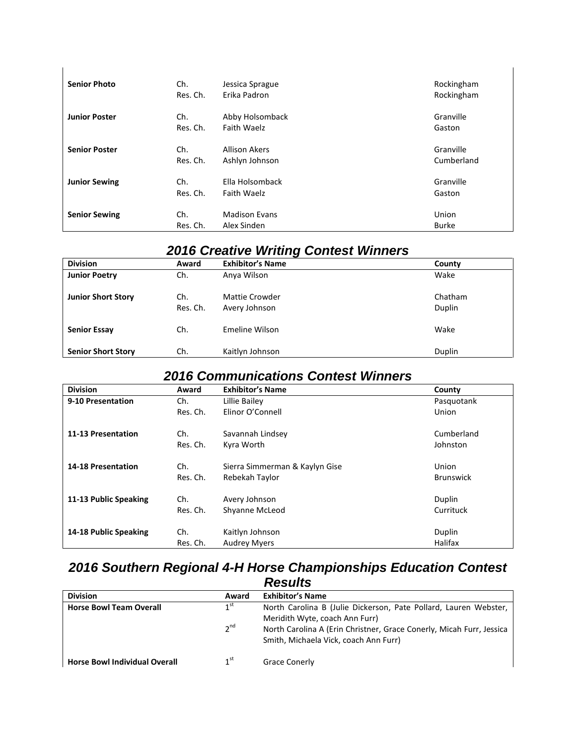| | | | |
|---|---|---|---|
| **Senior Photo** | Ch. | Jessica Sprague | Rockingham |
| | Res. Ch. | Erika Padron | Rockingham |
| **Junior Poster** | Ch. | Abby Holsomback | Granville |
| | Res. Ch. | Faith Waelz | Gaston |
| **Senior Poster** | Ch. | Allison Akers | Granville |
| | Res. Ch. | Ashlyn Johnson | Cumberland |
| **Junior Sewing** | Ch. | Ella Holsomback | Granville |
| | Res. Ch. | Faith Waelz | Gaston |
| **Senior Sewing** | Ch. | Madison Evans | Union |
| | Res. Ch. | Alex Sinden | Burke |

## *2016 Creative Writing Contest Winners*

| Division | Award | Exhibitor's Name | County |
|---|---|---|---|
| **Junior Poetry** | Ch. | Anya Wilson | Wake |
| **Junior Short Story** | Ch. | Mattie Crowder | Chatham |
| | Res. Ch. | Avery Johnson | Duplin |
| **Senior Essay** | Ch. | Emeline Wilson | Wake |
| **Senior Short Story** | Ch. | Kaitlyn Johnson | Duplin |

## *2016 Communications Contest Winners*

| Division | Award | Exhibitor's Name | County |
|---|---|---|---|
| **9-10 Presentation** | Ch. | Lillie Bailey | Pasquotank |
| | Res. Ch. | Elinor O'Connell | Union |
| **11-13 Presentation** | Ch. | Savannah Lindsey | Cumberland |
| | Res. Ch. | Kyra Worth | Johnston |
| **14-18 Presentation** | Ch. | Sierra Simmerman & Kaylyn Gise | Union |
| | Res. Ch. | Rebekah Taylor | Brunswick |
| **11-13 Public Speaking** | Ch. | Avery Johnson | Duplin |
| | Res. Ch. | Shyanne McLeod | Currituck |
| **14-18 Public Speaking** | Ch. | Kaitlyn Johnson | Duplin |
| | Res. Ch. | Audrey Myers | Halifax |

## *2016 Southern Regional 4-H Horse Championships Education Contest Results*

| Division | Award | Exhibitor's Name |
|---|---|---|
| **Horse Bowl Team Overall** | 1st | North Carolina B (Julie Dickerson, Pate Pollard, Lauren Webster, Meridith Wyte, coach Ann Furr) |
| | 2nd | North Carolina A (Erin Christner, Grace Conerly, Micah Furr, Jessica Smith, Michaela Vick, coach Ann Furr) |
| **Horse Bowl Individual Overall** | 1st | Grace Conerly |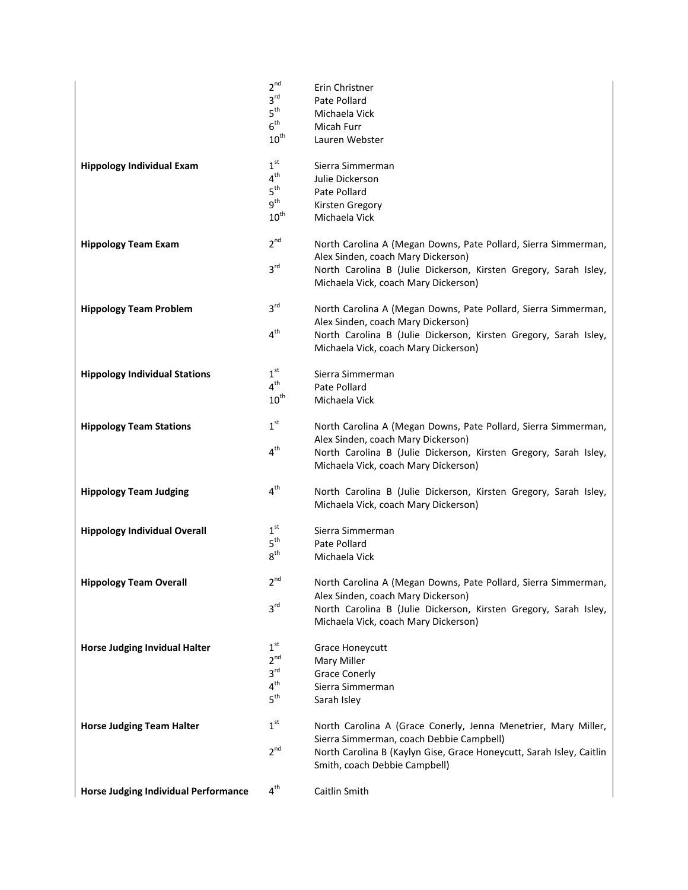| | | |
|---|---|---|
| | 2nd | Erin Christner |
| | 3rd | Pate Pollard |
| | 5th | Michaela Vick |
| | 6th | Micah Furr |
| | 10th | Lauren Webster |
| **Hippology Individual Exam** | 1st | Sierra Simmerman |
| | 4th | Julie Dickerson |
| | 5th | Pate Pollard |
| | 9th | Kirsten Gregory |
| | 10th | Michaela Vick |
| **Hippology Team Exam** | 2nd | North Carolina A (Megan Downs, Pate Pollard, Sierra Simmerman, Alex Sinden, coach Mary Dickerson) |
| | 3rd | North Carolina B (Julie Dickerson, Kirsten Gregory, Sarah Isley, Michaela Vick, coach Mary Dickerson) |
| **Hippology Team Problem** | 3rd | North Carolina A (Megan Downs, Pate Pollard, Sierra Simmerman, Alex Sinden, coach Mary Dickerson) |
| | 4th | North Carolina B (Julie Dickerson, Kirsten Gregory, Sarah Isley, Michaela Vick, coach Mary Dickerson) |
| **Hippology Individual Stations** | 1st | Sierra Simmerman |
| | 4th | Pate Pollard |
| | 10th | Michaela Vick |
| **Hippology Team Stations** | 1st | North Carolina A (Megan Downs, Pate Pollard, Sierra Simmerman, Alex Sinden, coach Mary Dickerson) |
| | 4th | North Carolina B (Julie Dickerson, Kirsten Gregory, Sarah Isley, Michaela Vick, coach Mary Dickerson) |
| **Hippology Team Judging** | 4th | North Carolina B (Julie Dickerson, Kirsten Gregory, Sarah Isley, Michaela Vick, coach Mary Dickerson) |
| **Hippology Individual Overall** | 1st | Sierra Simmerman |
| | 5th | Pate Pollard |
| | 8th | Michaela Vick |
| **Hippology Team Overall** | 2nd | North Carolina A (Megan Downs, Pate Pollard, Sierra Simmerman, Alex Sinden, coach Mary Dickerson) |
| | 3rd | North Carolina B (Julie Dickerson, Kirsten Gregory, Sarah Isley, Michaela Vick, coach Mary Dickerson) |
| **Horse Judging Invidual Halter** | 1st | Grace Honeycutt |
| | 2nd | Mary Miller |
| | 3rd | Grace Conerly |
| | 4th | Sierra Simmerman |
| | 5th | Sarah Isley |
| **Horse Judging Team Halter** | 1st | North Carolina A (Grace Conerly, Jenna Menetrier, Mary Miller, Sierra Simmerman, coach Debbie Campbell) |
| | 2nd | North Carolina B (Kaylyn Gise, Grace Honeycutt, Sarah Isley, Caitlin Smith, coach Debbie Campbell) |
| **Horse Judging Individual Performance** | 4th | Caitlin Smith |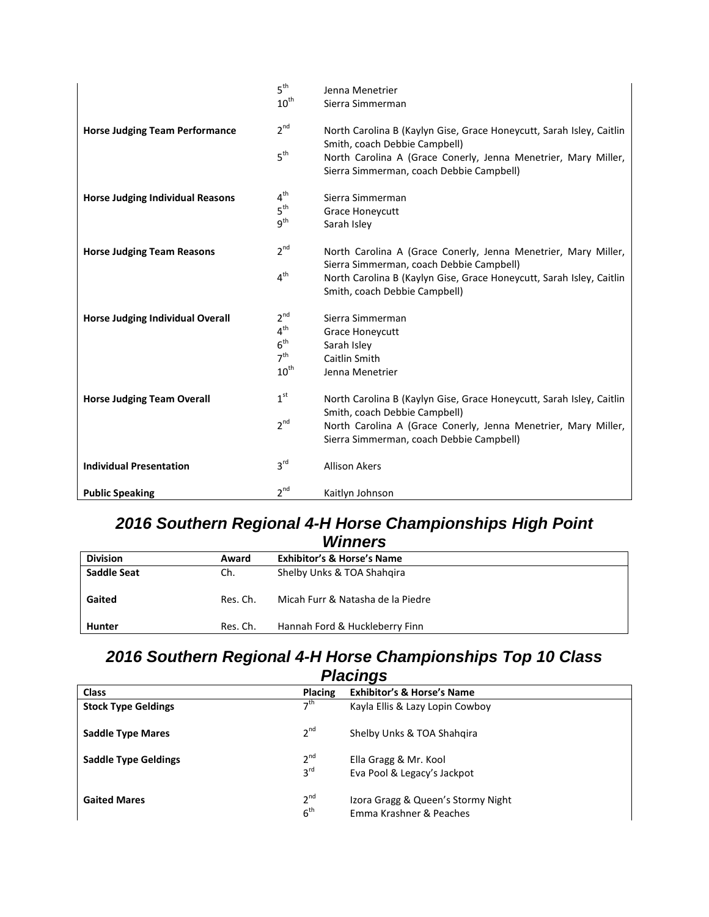| | | |
|---|---|---|
| | 5th | Jenna Menetrier |
| | 10th | Sierra Simmerman |
| **Horse Judging Team Performance** | 2nd | North Carolina B (Kaylyn Gise, Grace Honeycutt, Sarah Isley, Caitlin Smith, coach Debbie Campbell) |
| | 5th | North Carolina A (Grace Conerly, Jenna Menetrier, Mary Miller, Sierra Simmerman, coach Debbie Campbell) |
| **Horse Judging Individual Reasons** | 4th | Sierra Simmerman |
| | 5th | Grace Honeycutt |
| | 9th | Sarah Isley |
| **Horse Judging Team Reasons** | 2nd | North Carolina A (Grace Conerly, Jenna Menetrier, Mary Miller, Sierra Simmerman, coach Debbie Campbell) |
| | 4th | North Carolina B (Kaylyn Gise, Grace Honeycutt, Sarah Isley, Caitlin Smith, coach Debbie Campbell) |
| **Horse Judging Individual Overall** | 2nd | Sierra Simmerman |
| | 4th | Grace Honeycutt |
| | 6th | Sarah Isley |
| | 7th | Caitlin Smith |
| | 10th | Jenna Menetrier |
| **Horse Judging Team Overall** | 1st | North Carolina B (Kaylyn Gise, Grace Honeycutt, Sarah Isley, Caitlin Smith, coach Debbie Campbell) |
| | 2nd | North Carolina A (Grace Conerly, Jenna Menetrier, Mary Miller, Sierra Simmerman, coach Debbie Campbell) |
| **Individual Presentation** | 3rd | Allison Akers |
| **Public Speaking** | 2nd | Kaitlyn Johnson |

## *2016 Southern Regional 4-H Horse Championships High Point Winners*

| Division | Award | Exhibitor's & Horse's Name |
|---|---|---|
| **Saddle Seat** | Ch. | Shelby Unks & TOA Shahqira |
| **Gaited** | Res. Ch. | Micah Furr & Natasha de la Piedre |
| **Hunter** | Res. Ch. | Hannah Ford & Huckleberry Finn |

## *2016 Southern Regional 4-H Horse Championships Top 10 Class Placings*

| Class | Placing | Exhibitor's & Horse's Name |
|---|---|---|
| **Stock Type Geldings** | 7th | Kayla Ellis & Lazy Lopin Cowboy |
| **Saddle Type Mares** | 2nd | Shelby Unks & TOA Shahqira |
| **Saddle Type Geldings** | 2nd | Ella Gragg & Mr. Kool |
| | 3rd | Eva Pool & Legacy's Jackpot |
| **Gaited Mares** | 2nd | Izora Gragg & Queen's Stormy Night |
| | 6th | Emma Krashner & Peaches |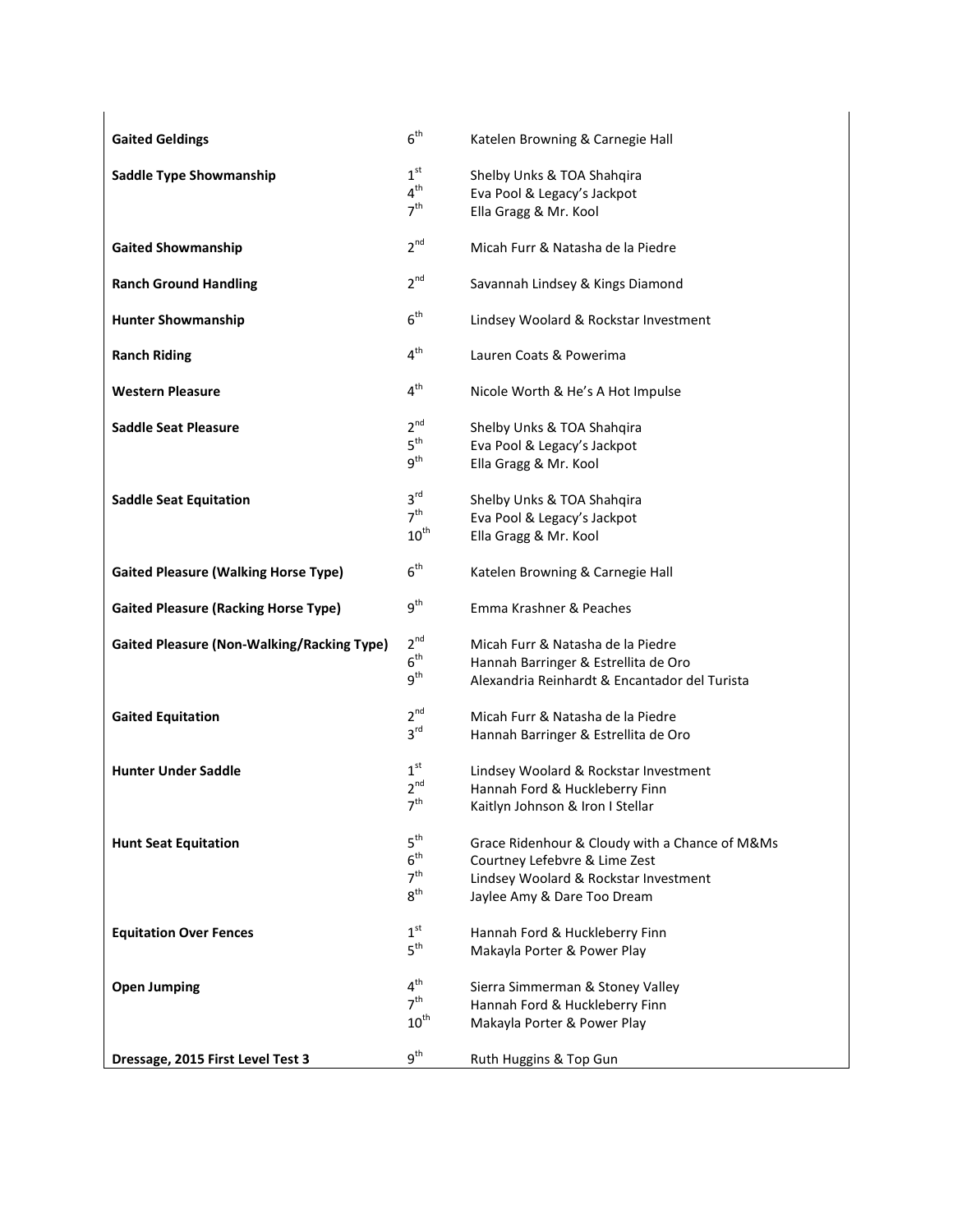| Class | Place | Rider & Horse |
| --- | --- | --- |
| **Gaited Geldings** | 6th | Katelen Browning & Carnegie Hall |
| **Saddle Type Showmanship** | 1st | Shelby Unks & TOA Shahqira |
| | 4th | Eva Pool & Legacy's Jackpot |
| | 7th | Ella Gragg & Mr. Kool |
| **Gaited Showmanship** | 2nd | Micah Furr & Natasha de la Piedre |
| **Ranch Ground Handling** | 2nd | Savannah Lindsey & Kings Diamond |
| **Hunter Showmanship** | 6th | Lindsey Woolard & Rockstar Investment |
| **Ranch Riding** | 4th | Lauren Coats & Powerima |
| **Western Pleasure** | 4th | Nicole Worth & He's A Hot Impulse |
| **Saddle Seat Pleasure** | 2nd | Shelby Unks & TOA Shahqira |
| | 5th | Eva Pool & Legacy's Jackpot |
| | 9th | Ella Gragg & Mr. Kool |
| **Saddle Seat Equitation** | 3rd | Shelby Unks & TOA Shahqira |
| | 7th | Eva Pool & Legacy's Jackpot |
| | 10th | Ella Gragg & Mr. Kool |
| **Gaited Pleasure (Walking Horse Type)** | 6th | Katelen Browning & Carnegie Hall |
| **Gaited Pleasure (Racking Horse Type)** | 9th | Emma Krashner & Peaches |
| **Gaited Pleasure (Non-Walking/Racking Type)** | 2nd | Micah Furr & Natasha de la Piedre |
| | 6th | Hannah Barringer & Estrellita de Oro |
| | 9th | Alexandria Reinhardt & Encantador del Turista |
| **Gaited Equitation** | 2nd | Micah Furr & Natasha de la Piedre |
| | 3rd | Hannah Barringer & Estrellita de Oro |
| **Hunter Under Saddle** | 1st | Lindsey Woolard & Rockstar Investment |
| | 2nd | Hannah Ford & Huckleberry Finn |
| | 7th | Kaitlyn Johnson & Iron I Stellar |
| **Hunt Seat Equitation** | 5th | Grace Ridenhour & Cloudy with a Chance of M&Ms |
| | 6th | Courtney Lefebvre & Lime Zest |
| | 7th | Lindsey Woolard & Rockstar Investment |
| | 8th | Jaylee Amy & Dare Too Dream |
| **Equitation Over Fences** | 1st | Hannah Ford & Huckleberry Finn |
| | 5th | Makayla Porter & Power Play |
| **Open Jumping** | 4th | Sierra Simmerman & Stoney Valley |
| | 7th | Hannah Ford & Huckleberry Finn |
| | 10th | Makayla Porter & Power Play |
| **Dressage, 2015 First Level Test 3** | 9th | Ruth Huggins & Top Gun |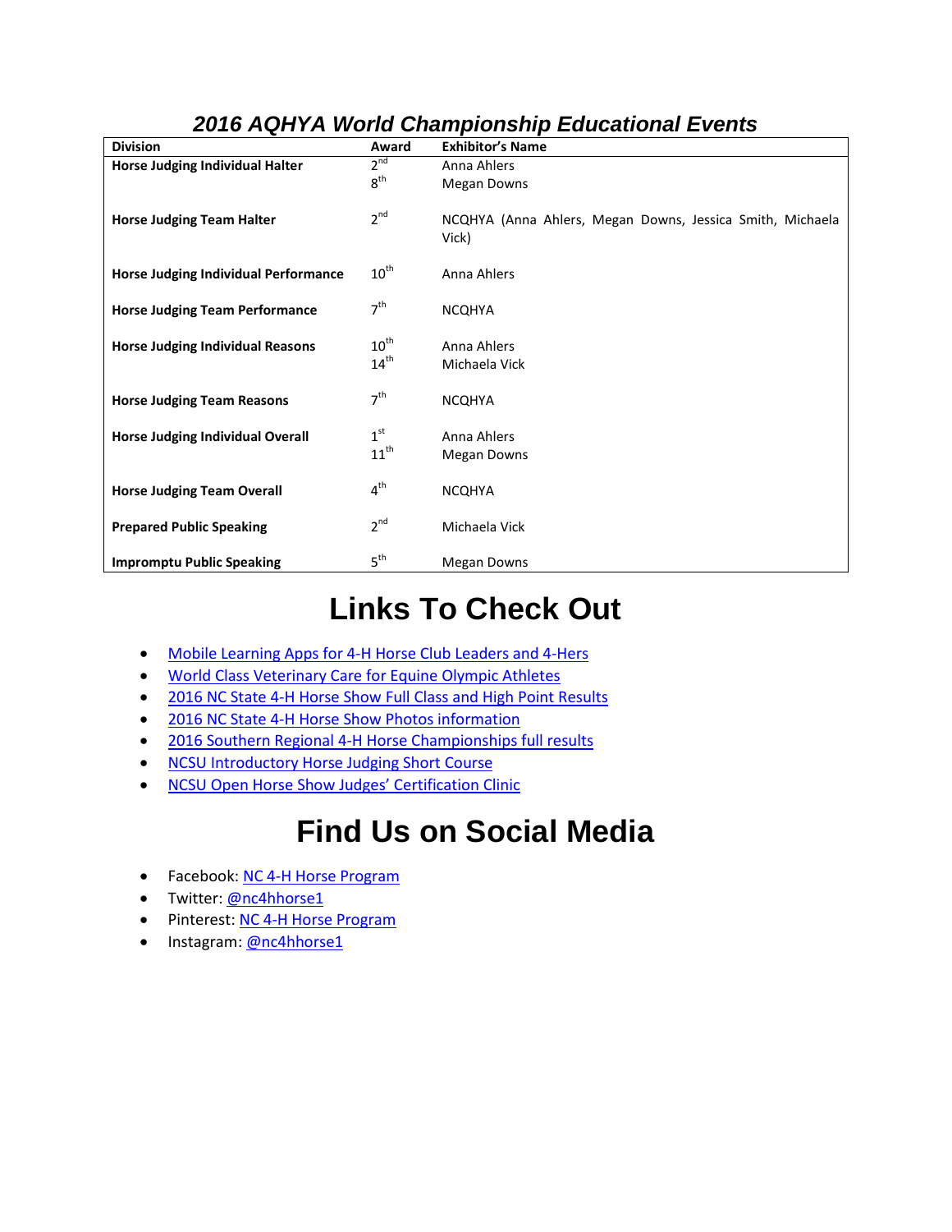## *2016 AQHYA World Championship Educational Events*

| Division | Award | Exhibitor's Name |
|---|---|---|
| **Horse Judging Individual Halter** | 2nd | Anna Ahlers |
| | 8th | Megan Downs |
| **Horse Judging Team Halter** | 2nd | NCQHYA (Anna Ahlers, Megan Downs, Jessica Smith, Michaela Vick) |
| **Horse Judging Individual Performance** | 10th | Anna Ahlers |
| **Horse Judging Team Performance** | 7th | NCQHYA |
| **Horse Judging Individual Reasons** | 10th | Anna Ahlers |
| | 14th | Michaela Vick |
| **Horse Judging Team Reasons** | 7th | NCQHYA |
| **Horse Judging Individual Overall** | 1st | Anna Ahlers |
| | 11th | Megan Downs |
| **Horse Judging Team Overall** | 4th | NCQHYA |
| **Prepared Public Speaking** | 2nd | Michaela Vick |
| **Impromptu Public Speaking** | 5th | Megan Downs |

# Links To Check Out

- Mobile Learning Apps for 4-H Horse Club Leaders and 4-Hers
- World Class Veterinary Care for Equine Olympic Athletes
- 2016 NC State 4-H Horse Show Full Class and High Point Results
- 2016 NC State 4-H Horse Show Photos information
- 2016 Southern Regional 4-H Horse Championships full results
- NCSU Introductory Horse Judging Short Course
- NCSU Open Horse Show Judges' Certification Clinic

# Find Us on Social Media

- Facebook: NC 4-H Horse Program
- Twitter: @nc4hhorse1
- Pinterest: NC 4-H Horse Program
- Instagram: @nc4hhorse1